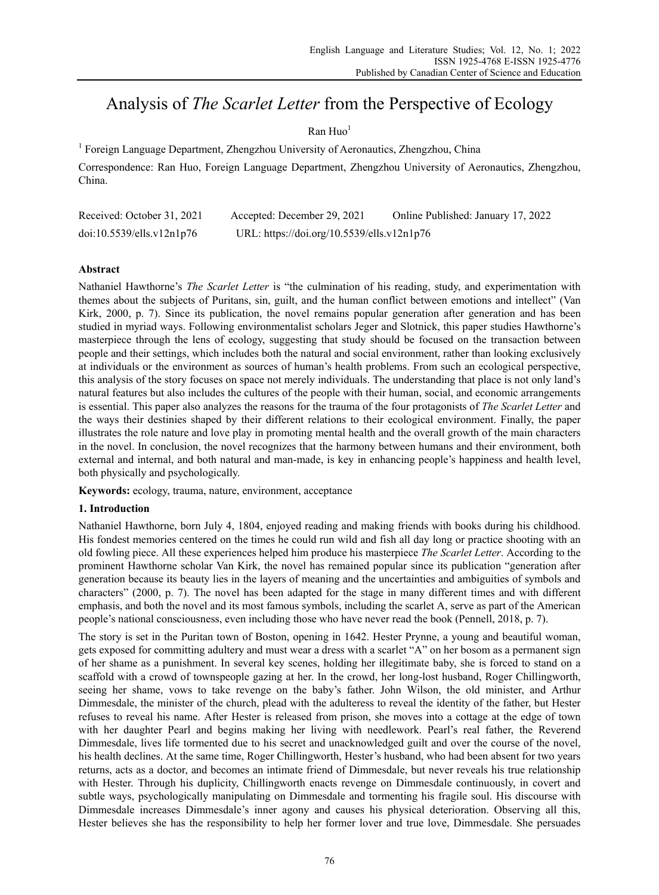# Analysis of *The Scarlet Letter* from the Perspective of Ecology

Ran Huo[1]

[1] Foreign Language Department, Zhengzhou University of Aeronautics, Zhengzhou, China

Correspondence: Ran Huo, Foreign Language Department, Zhengzhou University of Aeronautics, Zhengzhou, China.

Received: October 31, 2021 Accepted: December 29, 2021 Online Published: January 17, 2022

doi:10.5539/ells.v12n1p76 URL: https://doi.org/10.5539/ells.v12n1p76

## Abstract

Nathaniel Hawthorne's *The Scarlet Letter* is "the culmination of his reading, study, and experimentation with themes about the subjects of Puritans, sin, guilt, and the human conflict between emotions and intellect" (Van Kirk, 2000, p. 7). Since its publication, the novel remains popular generation after generation and has been studied in myriad ways. Following environmentalist scholars Jeger and Slotnick, this paper studies Hawthorne's masterpiece through the lens of ecology, suggesting that study should be focused on the transaction between people and their settings, which includes both the natural and social environment, rather than looking exclusively at individuals or the environment as sources of human's health problems. From such an ecological perspective, this analysis of the story focuses on space not merely individuals. The understanding that place is not only land's natural features but also includes the cultures of the people with their human, social, and economic arrangements is essential. This paper also analyzes the reasons for the trauma of the four protagonists of *The Scarlet Letter* and the ways their destinies shaped by their different relations to their ecological environment. Finally, the paper illustrates the role nature and love play in promoting mental health and the overall growth of the main characters in the novel. In conclusion, the novel recognizes that the harmony between humans and their environment, both external and internal, and both natural and man-made, is key in enhancing people's happiness and health level, both physically and psychologically.

**Keywords:** ecology, trauma, nature, environment, acceptance

## 1. Introduction

Nathaniel Hawthorne, born July 4, 1804, enjoyed reading and making friends with books during his childhood. His fondest memories centered on the times he could run wild and fish all day long or practice shooting with an old fowling piece. All these experiences helped him produce his masterpiece *The Scarlet Letter*. According to the prominent Hawthorne scholar Van Kirk, the novel has remained popular since its publication "generation after generation because its beauty lies in the layers of meaning and the uncertainties and ambiguities of symbols and characters" (2000, p. 7). The novel has been adapted for the stage in many different times and with different emphasis, and both the novel and its most famous symbols, including the scarlet A, serve as part of the American people's national consciousness, even including those who have never read the book (Pennell, 2018, p. 7).

The story is set in the Puritan town of Boston, opening in 1642. Hester Prynne, a young and beautiful woman, gets exposed for committing adultery and must wear a dress with a scarlet "A" on her bosom as a permanent sign of her shame as a punishment. In several key scenes, holding her illegitimate baby, she is forced to stand on a scaffold with a crowd of townspeople gazing at her. In the crowd, her long-lost husband, Roger Chillingworth, seeing her shame, vows to take revenge on the baby's father. John Wilson, the old minister, and Arthur Dimmesdale, the minister of the church, plead with the adulteress to reveal the identity of the father, but Hester refuses to reveal his name. After Hester is released from prison, she moves into a cottage at the edge of town with her daughter Pearl and begins making her living with needlework. Pearl's real father, the Reverend Dimmesdale, lives life tormented due to his secret and unacknowledged guilt and over the course of the novel, his health declines. At the same time, Roger Chillingworth, Hester's husband, who had been absent for two years returns, acts as a doctor, and becomes an intimate friend of Dimmesdale, but never reveals his true relationship with Hester. Through his duplicity, Chillingworth enacts revenge on Dimmesdale continuously, in covert and subtle ways, psychologically manipulating on Dimmesdale and tormenting his fragile soul. His discourse with Dimmesdale increases Dimmesdale's inner agony and causes his physical deterioration. Observing all this, Hester believes she has the responsibility to help her former lover and true love, Dimmesdale. She persuades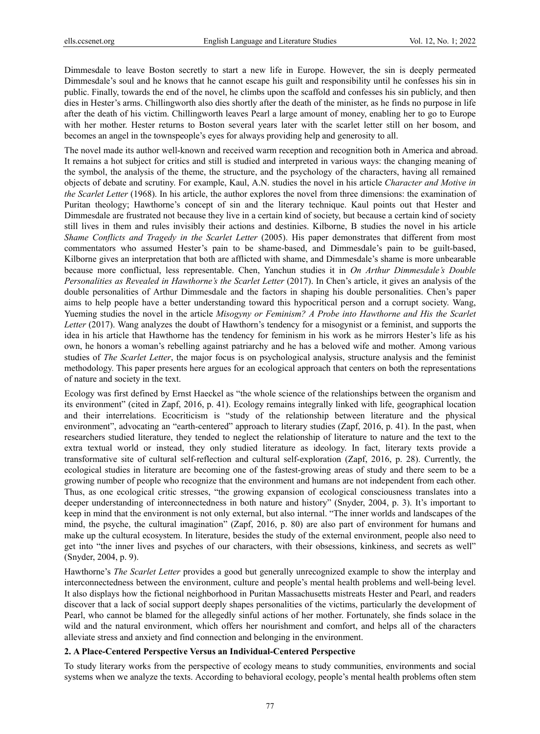Dimmesdale to leave Boston secretly to start a new life in Europe. However, the sin is deeply permeated Dimmesdale's soul and he knows that he cannot escape his guilt and responsibility until he confesses his sin in public. Finally, towards the end of the novel, he climbs upon the scaffold and confesses his sin publicly, and then dies in Hester's arms. Chillingworth also dies shortly after the death of the minister, as he finds no purpose in life after the death of his victim. Chillingworth leaves Pearl a large amount of money, enabling her to go to Europe with her mother. Hester returns to Boston several years later with the scarlet letter still on her bosom, and becomes an angel in the townspeople's eyes for always providing help and generosity to all.

The novel made its author well-known and received warm reception and recognition both in America and abroad. It remains a hot subject for critics and still is studied and interpreted in various ways: the changing meaning of the symbol, the analysis of the theme, the structure, and the psychology of the characters, having all remained objects of debate and scrutiny. For example, Kaul, A.N. studies the novel in his article *Character and Motive in the Scarlet Letter* (1968). In his article, the author explores the novel from three dimensions: the examination of Puritan theology; Hawthorne's concept of sin and the literary technique. Kaul points out that Hester and Dimmesdale are frustrated not because they live in a certain kind of society, but because a certain kind of society still lives in them and rules invisibly their actions and destinies. Kilborne, B studies the novel in his article *Shame Conflicts and Tragedy in the Scarlet Letter* (2005). His paper demonstrates that different from most commentators who assumed Hester's pain to be shame-based, and Dimmesdale's pain to be guilt-based, Kilborne gives an interpretation that both are afflicted with shame, and Dimmesdale's shame is more unbearable because more conflictual, less representable. Chen, Yanchun studies it in *On Arthur Dimmesdale's Double Personalities as Revealed in Hawthorne's the Scarlet Letter* (2017). In Chen's article, it gives an analysis of the double personalities of Arthur Dimmesdale and the factors in shaping his double personalities. Chen's paper aims to help people have a better understanding toward this hypocritical person and a corrupt society. Wang, Yueming studies the novel in the article *Misogyny or Feminism? A Probe into Hawthorne and His the Scarlet Letter* (2017). Wang analyzes the doubt of Hawthorn's tendency for a misogynist or a feminist, and supports the idea in his article that Hawthorne has the tendency for feminism in his work as he mirrors Hester's life as his own, he honors a woman's rebelling against patriarchy and he has a beloved wife and mother. Among various studies of *The Scarlet Letter*, the major focus is on psychological analysis, structure analysis and the feminist methodology. This paper presents here argues for an ecological approach that centers on both the representations of nature and society in the text.

Ecology was first defined by Ernst Haeckel as "the whole science of the relationships between the organism and its environment" (cited in Zapf, 2016, p. 41). Ecology remains integrally linked with life, geographical location and their interrelations. Ecocriticism is "study of the relationship between literature and the physical environment", advocating an "earth-centered" approach to literary studies (Zapf, 2016, p. 41). In the past, when researchers studied literature, they tended to neglect the relationship of literature to nature and the text to the extra textual world or instead, they only studied literature as ideology. In fact, literary texts provide a transformative site of cultural self-reflection and cultural self-exploration (Zapf, 2016, p. 28). Currently, the ecological studies in literature are becoming one of the fastest-growing areas of study and there seem to be a growing number of people who recognize that the environment and humans are not independent from each other. Thus, as one ecological critic stresses, "the growing expansion of ecological consciousness translates into a deeper understanding of interconnectedness in both nature and history" (Snyder, 2004, p. 3). It's important to keep in mind that the environment is not only external, but also internal. "The inner worlds and landscapes of the mind, the psyche, the cultural imagination" (Zapf, 2016, p. 80) are also part of environment for humans and make up the cultural ecosystem. In literature, besides the study of the external environment, people also need to get into "the inner lives and psyches of our characters, with their obsessions, kinkiness, and secrets as well" (Snyder, 2004, p. 9).

Hawthorne's *The Scarlet Letter* provides a good but generally unrecognized example to show the interplay and interconnectedness between the environment, culture and people's mental health problems and well-being level. It also displays how the fictional neighborhood in Puritan Massachusetts mistreats Hester and Pearl, and readers discover that a lack of social support deeply shapes personalities of the victims, particularly the development of Pearl, who cannot be blamed for the allegedly sinful actions of her mother. Fortunately, she finds solace in the wild and the natural environment, which offers her nourishment and comfort, and helps all of the characters alleviate stress and anxiety and find connection and belonging in the environment.

## 2. A Place-Centered Perspective Versus an Individual-Centered Perspective

To study literary works from the perspective of ecology means to study communities, environments and social systems when we analyze the texts. According to behavioral ecology, people's mental health problems often stem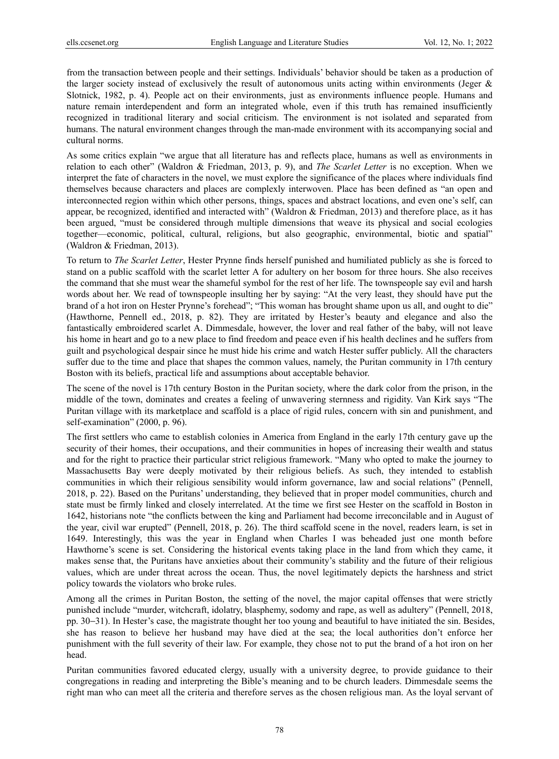from the transaction between people and their settings. Individuals' behavior should be taken as a production of the larger society instead of exclusively the result of autonomous units acting within environments (Jeger & Slotnick, 1982, p. 4). People act on their environments, just as environments influence people. Humans and nature remain interdependent and form an integrated whole, even if this truth has remained insufficiently recognized in traditional literary and social criticism. The environment is not isolated and separated from humans. The natural environment changes through the man-made environment with its accompanying social and cultural norms.

As some critics explain "we argue that all literature has and reflects place, humans as well as environments in relation to each other" (Waldron & Friedman, 2013, p. 9), and *The Scarlet Letter* is no exception. When we interpret the fate of characters in the novel, we must explore the significance of the places where individuals find themselves because characters and places are complexly interwoven. Place has been defined as "an open and interconnected region within which other persons, things, spaces and abstract locations, and even one's self, can appear, be recognized, identified and interacted with" (Waldron & Friedman, 2013) and therefore place, as it has been argued, "must be considered through multiple dimensions that weave its physical and social ecologies together—economic, political, cultural, religions, but also geographic, environmental, biotic and spatial" (Waldron & Friedman, 2013).

To return to *The Scarlet Letter*, Hester Prynne finds herself punished and humiliated publicly as she is forced to stand on a public scaffold with the scarlet letter A for adultery on her bosom for three hours. She also receives the command that she must wear the shameful symbol for the rest of her life. The townspeople say evil and harsh words about her. We read of townspeople insulting her by saying: "At the very least, they should have put the brand of a hot iron on Hester Prynne's forehead"; "This woman has brought shame upon us all, and ought to die" (Hawthorne, Pennell ed., 2018, p. 82). They are irritated by Hester's beauty and elegance and also the fantastically embroidered scarlet A. Dimmesdale, however, the lover and real father of the baby, will not leave his home in heart and go to a new place to find freedom and peace even if his health declines and he suffers from guilt and psychological despair since he must hide his crime and watch Hester suffer publicly. All the characters suffer due to the time and place that shapes the common values, namely, the Puritan community in 17th century Boston with its beliefs, practical life and assumptions about acceptable behavior.

The scene of the novel is 17th century Boston in the Puritan society, where the dark color from the prison, in the middle of the town, dominates and create a feeling of unwavering sternness and rigidity. Van Kirk says "The Puritan village with its marketplace and scaffold is a place of rigid rules, concern with sin and punishment, and self-examination" (2000, p. 96).

The first settlers who came to establish colonies in America from England in the early 17th century gave up the security of their homes, their occupations, and their communities in hopes of increasing their wealth and status and for the right to practice their particular strict religious framework. "Many who opted to make the journey to Massachusetts Bay were deeply motivated by their religious beliefs. As such, they intended to establish communities in which their religious sensibility would inform governance, law and social relations" (Pennell, 2018, p. 22). Based on the Puritans' understanding, they believed that in proper model communities, church and state must be firmly linked and closely interrelated. At the time we first see Hester on the scaffold in Boston in 1642, historians note "the conflicts between the king and Parliament had become irreconcilable and in August of the year, civil war erupted" (Pennell, 2018, p. 26). The third scaffold scene in the novel, readers learn, is set in 1649. Interestingly, this was the year in England when Charles I was beheaded just one month before Hawthorne's scene is set. Considering the historical events taking place in the land from which they came, it makes sense that, the Puritans have anxieties about their community's stability and the future of their religious values, which are under threat across the ocean. Thus, the novel legitimately depicts the harshness and strict policy towards the violators who broke rules.

Among all the crimes in Puritan Boston, the setting of the novel, the major capital offenses that were strictly punished include "murder, witchcraft, idolatry, blasphemy, sodomy and rape, as well as adultery" (Pennell, 2018, pp. 30–31). In Hester's case, the magistrate thought her too young and beautiful to have initiated the sin. Besides, she has reason to believe her husband may have died at the sea; the local authorities don't enforce her punishment with the full severity of their law. For example, they chose not to put the brand of a hot iron on her head.

Puritan communities favored educated clergy, usually with a university degree, to provide guidance to their congregations in reading and interpreting the Bible's meaning and to be church leaders. Dimmesdale seems the right man who can meet all the criteria and therefore serves as the chosen religious man. As the loyal servant of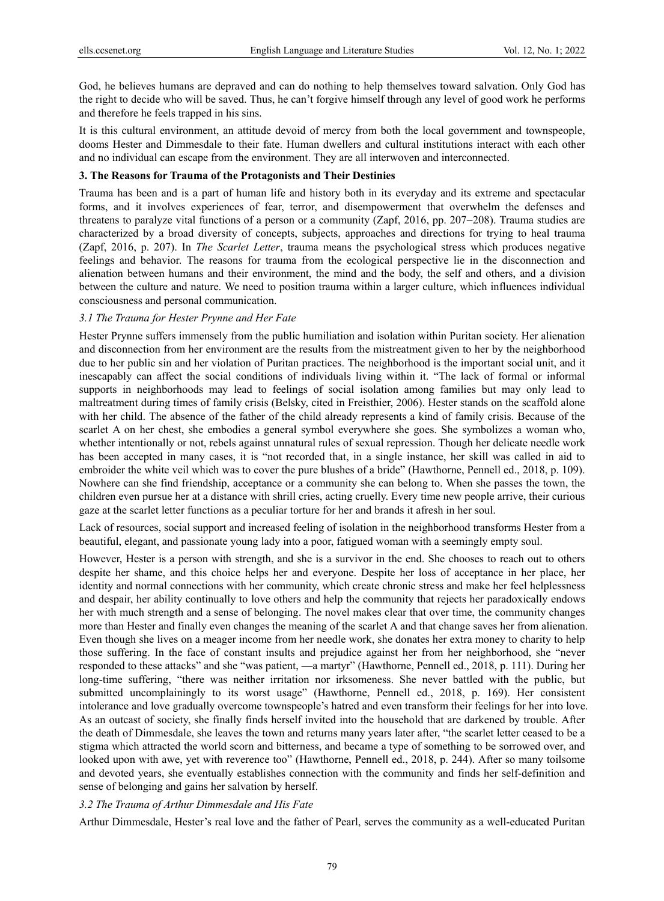God, he believes humans are depraved and can do nothing to help themselves toward salvation. Only God has the right to decide who will be saved. Thus, he can't forgive himself through any level of good work he performs and therefore he feels trapped in his sins.

It is this cultural environment, an attitude devoid of mercy from both the local government and townspeople, dooms Hester and Dimmesdale to their fate. Human dwellers and cultural institutions interact with each other and no individual can escape from the environment. They are all interwoven and interconnected.

### 3. The Reasons for Trauma of the Protagonists and Their Destinies

Trauma has been and is a part of human life and history both in its everyday and its extreme and spectacular forms, and it involves experiences of fear, terror, and disempowerment that overwhelm the defenses and threatens to paralyze vital functions of a person or a community (Zapf, 2016, pp. 207–208). Trauma studies are characterized by a broad diversity of concepts, subjects, approaches and directions for trying to heal trauma (Zapf, 2016, p. 207). In *The Scarlet Letter*, trauma means the psychological stress which produces negative feelings and behavior. The reasons for trauma from the ecological perspective lie in the disconnection and alienation between humans and their environment, the mind and the body, the self and others, and a division between the culture and nature. We need to position trauma within a larger culture, which influences individual consciousness and personal communication.

#### *3.1 The Trauma for Hester Prynne and Her Fate*

Hester Prynne suffers immensely from the public humiliation and isolation within Puritan society. Her alienation and disconnection from her environment are the results from the mistreatment given to her by the neighborhood due to her public sin and her violation of Puritan practices. The neighborhood is the important social unit, and it inescapably can affect the social conditions of individuals living within it. "The lack of formal or informal supports in neighborhoods may lead to feelings of social isolation among families but may only lead to maltreatment during times of family crisis (Belsky, cited in Freisthier, 2006). Hester stands on the scaffold alone with her child. The absence of the father of the child already represents a kind of family crisis. Because of the scarlet A on her chest, she embodies a general symbol everywhere she goes. She symbolizes a woman who, whether intentionally or not, rebels against unnatural rules of sexual repression. Though her delicate needle work has been accepted in many cases, it is "not recorded that, in a single instance, her skill was called in aid to embroider the white veil which was to cover the pure blushes of a bride" (Hawthorne, Pennell ed., 2018, p. 109). Nowhere can she find friendship, acceptance or a community she can belong to. When she passes the town, the children even pursue her at a distance with shrill cries, acting cruelly. Every time new people arrive, their curious gaze at the scarlet letter functions as a peculiar torture for her and brands it afresh in her soul.

Lack of resources, social support and increased feeling of isolation in the neighborhood transforms Hester from a beautiful, elegant, and passionate young lady into a poor, fatigued woman with a seemingly empty soul.

However, Hester is a person with strength, and she is a survivor in the end. She chooses to reach out to others despite her shame, and this choice helps her and everyone. Despite her loss of acceptance in her place, her identity and normal connections with her community, which create chronic stress and make her feel helplessness and despair, her ability continually to love others and help the community that rejects her paradoxically endows her with much strength and a sense of belonging. The novel makes clear that over time, the community changes more than Hester and finally even changes the meaning of the scarlet A and that change saves her from alienation. Even though she lives on a meager income from her needle work, she donates her extra money to charity to help those suffering. In the face of constant insults and prejudice against her from her neighborhood, she "never responded to these attacks" and she "was patient, —a martyr" (Hawthorne, Pennell ed., 2018, p. 111). During her long-time suffering, "there was neither irritation nor irksomeness. She never battled with the public, but submitted uncomplainingly to its worst usage" (Hawthorne, Pennell ed., 2018, p. 169). Her consistent intolerance and love gradually overcome townspeople's hatred and even transform their feelings for her into love. As an outcast of society, she finally finds herself invited into the household that are darkened by trouble. After the death of Dimmesdale, she leaves the town and returns many years later after, "the scarlet letter ceased to be a stigma which attracted the world scorn and bitterness, and became a type of something to be sorrowed over, and looked upon with awe, yet with reverence too" (Hawthorne, Pennell ed., 2018, p. 244). After so many toilsome and devoted years, she eventually establishes connection with the community and finds her self-definition and sense of belonging and gains her salvation by herself.

#### *3.2 The Trauma of Arthur Dimmesdale and His Fate*

Arthur Dimmesdale, Hester's real love and the father of Pearl, serves the community as a well-educated Puritan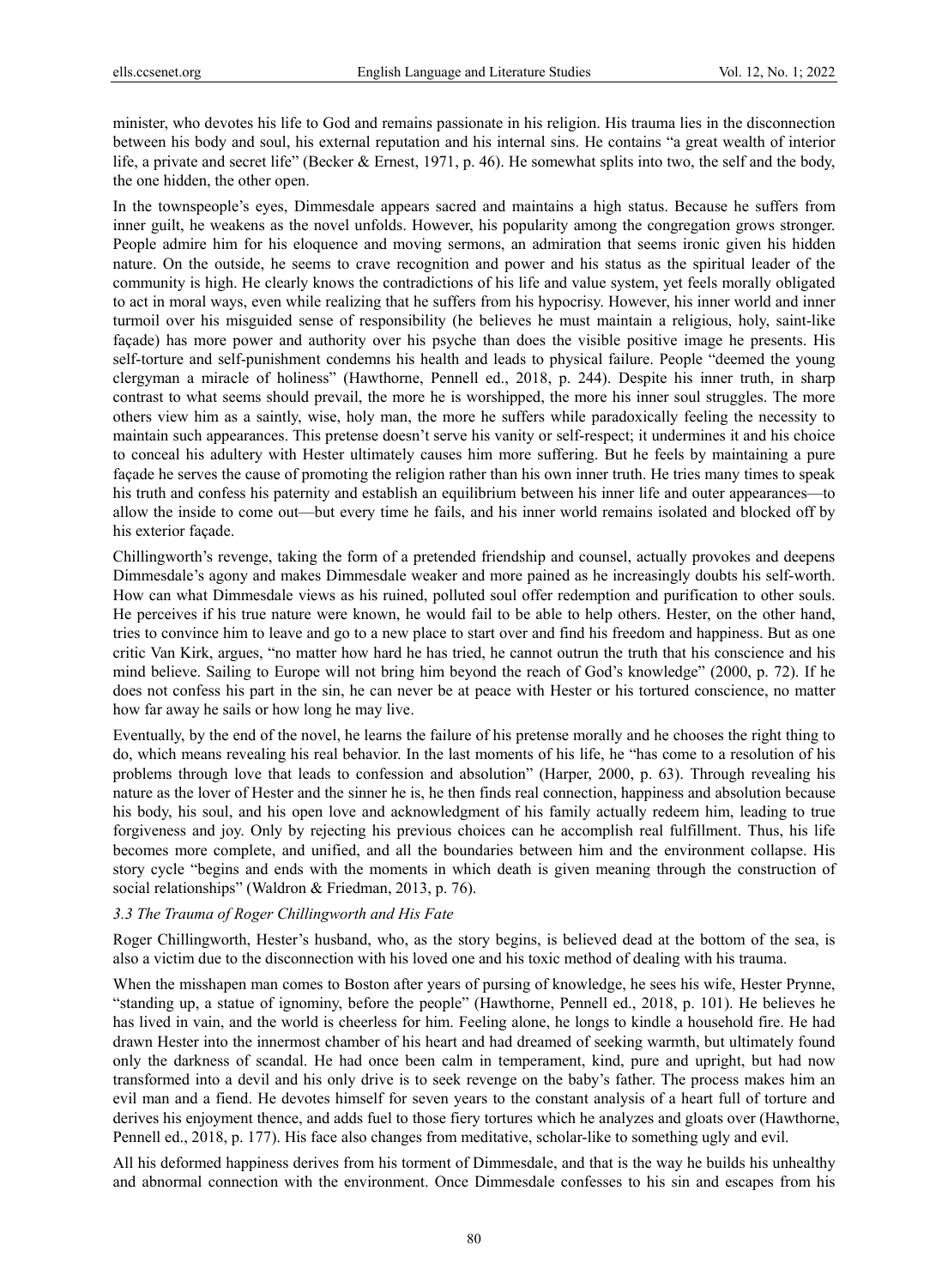minister, who devotes his life to God and remains passionate in his religion. His trauma lies in the disconnection between his body and soul, his external reputation and his internal sins. He contains "a great wealth of interior life, a private and secret life" (Becker & Ernest, 1971, p. 46). He somewhat splits into two, the self and the body, the one hidden, the other open.

In the townspeople's eyes, Dimmesdale appears sacred and maintains a high status. Because he suffers from inner guilt, he weakens as the novel unfolds. However, his popularity among the congregation grows stronger. People admire him for his eloquence and moving sermons, an admiration that seems ironic given his hidden nature. On the outside, he seems to crave recognition and power and his status as the spiritual leader of the community is high. He clearly knows the contradictions of his life and value system, yet feels morally obligated to act in moral ways, even while realizing that he suffers from his hypocrisy. However, his inner world and inner turmoil over his misguided sense of responsibility (he believes he must maintain a religious, holy, saint-like façade) has more power and authority over his psyche than does the visible positive image he presents. His self-torture and self-punishment condemns his health and leads to physical failure. People "deemed the young clergyman a miracle of holiness" (Hawthorne, Pennell ed., 2018, p. 244). Despite his inner truth, in sharp contrast to what seems should prevail, the more he is worshipped, the more his inner soul struggles. The more others view him as a saintly, wise, holy man, the more he suffers while paradoxically feeling the necessity to maintain such appearances. This pretense doesn't serve his vanity or self-respect; it undermines it and his choice to conceal his adultery with Hester ultimately causes him more suffering. But he feels by maintaining a pure façade he serves the cause of promoting the religion rather than his own inner truth. He tries many times to speak his truth and confess his paternity and establish an equilibrium between his inner life and outer appearances—to allow the inside to come out—but every time he fails, and his inner world remains isolated and blocked off by his exterior façade.

Chillingworth's revenge, taking the form of a pretended friendship and counsel, actually provokes and deepens Dimmesdale's agony and makes Dimmesdale weaker and more pained as he increasingly doubts his self-worth. How can what Dimmesdale views as his ruined, polluted soul offer redemption and purification to other souls. He perceives if his true nature were known, he would fail to be able to help others. Hester, on the other hand, tries to convince him to leave and go to a new place to start over and find his freedom and happiness. But as one critic Van Kirk, argues, "no matter how hard he has tried, he cannot outrun the truth that his conscience and his mind believe. Sailing to Europe will not bring him beyond the reach of God's knowledge" (2000, p. 72). If he does not confess his part in the sin, he can never be at peace with Hester or his tortured conscience, no matter how far away he sails or how long he may live.

Eventually, by the end of the novel, he learns the failure of his pretense morally and he chooses the right thing to do, which means revealing his real behavior. In the last moments of his life, he "has come to a resolution of his problems through love that leads to confession and absolution" (Harper, 2000, p. 63). Through revealing his nature as the lover of Hester and the sinner he is, he then finds real connection, happiness and absolution because his body, his soul, and his open love and acknowledgment of his family actually redeem him, leading to true forgiveness and joy. Only by rejecting his previous choices can he accomplish real fulfillment. Thus, his life becomes more complete, and unified, and all the boundaries between him and the environment collapse. His story cycle "begins and ends with the moments in which death is given meaning through the construction of social relationships" (Waldron & Friedman, 2013, p. 76).

### *3.3 The Trauma of Roger Chillingworth and His Fate*

Roger Chillingworth, Hester's husband, who, as the story begins, is believed dead at the bottom of the sea, is also a victim due to the disconnection with his loved one and his toxic method of dealing with his trauma.

When the misshapen man comes to Boston after years of pursing of knowledge, he sees his wife, Hester Prynne, "standing up, a statue of ignominy, before the people" (Hawthorne, Pennell ed., 2018, p. 101). He believes he has lived in vain, and the world is cheerless for him. Feeling alone, he longs to kindle a household fire. He had drawn Hester into the innermost chamber of his heart and had dreamed of seeking warmth, but ultimately found only the darkness of scandal. He had once been calm in temperament, kind, pure and upright, but had now transformed into a devil and his only drive is to seek revenge on the baby's father. The process makes him an evil man and a fiend. He devotes himself for seven years to the constant analysis of a heart full of torture and derives his enjoyment thence, and adds fuel to those fiery tortures which he analyzes and gloats over (Hawthorne, Pennell ed., 2018, p. 177). His face also changes from meditative, scholar-like to something ugly and evil.

All his deformed happiness derives from his torment of Dimmesdale, and that is the way he builds his unhealthy and abnormal connection with the environment. Once Dimmesdale confesses to his sin and escapes from his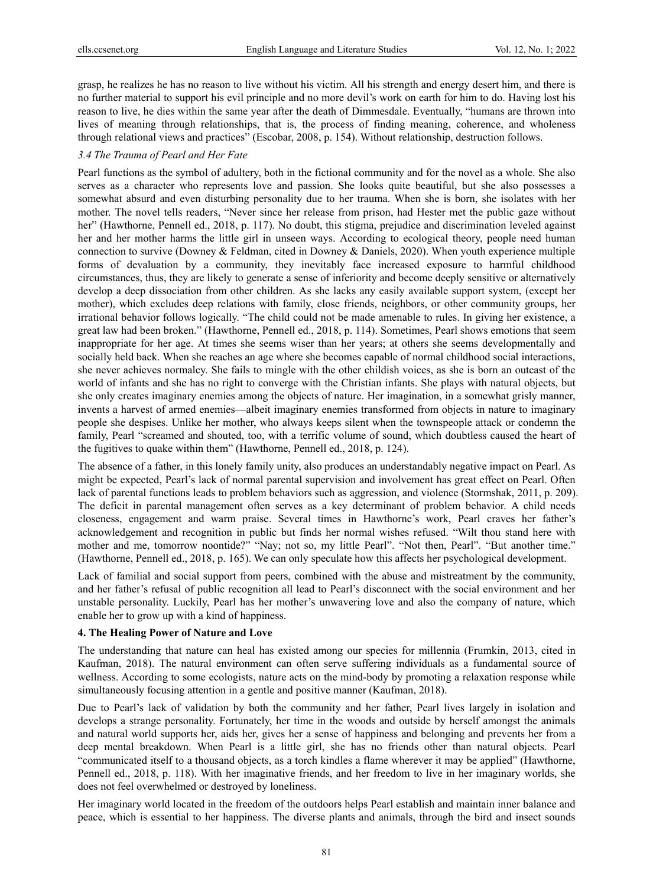grasp, he realizes he has no reason to live without his victim. All his strength and energy desert him, and there is no further material to support his evil principle and no more devil's work on earth for him to do. Having lost his reason to live, he dies within the same year after the death of Dimmesdale. Eventually, "humans are thrown into lives of meaning through relationships, that is, the process of finding meaning, coherence, and wholeness through relational views and practices" (Escobar, 2008, p. 154). Without relationship, destruction follows.

### *3.4 The Trauma of Pearl and Her Fate*

Pearl functions as the symbol of adultery, both in the fictional community and for the novel as a whole. She also serves as a character who represents love and passion. She looks quite beautiful, but she also possesses a somewhat absurd and even disturbing personality due to her trauma. When she is born, she isolates with her mother. The novel tells readers, "Never since her release from prison, had Hester met the public gaze without her" (Hawthorne, Pennell ed., 2018, p. 117). No doubt, this stigma, prejudice and discrimination leveled against her and her mother harms the little girl in unseen ways. According to ecological theory, people need human connection to survive (Downey & Feldman, cited in Downey & Daniels, 2020). When youth experience multiple forms of devaluation by a community, they inevitably face increased exposure to harmful childhood circumstances, thus, they are likely to generate a sense of inferiority and become deeply sensitive or alternatively develop a deep dissociation from other children. As she lacks any easily available support system, (except her mother), which excludes deep relations with family, close friends, neighbors, or other community groups, her irrational behavior follows logically. "The child could not be made amenable to rules. In giving her existence, a great law had been broken." (Hawthorne, Pennell ed., 2018, p. 114). Sometimes, Pearl shows emotions that seem inappropriate for her age. At times she seems wiser than her years; at others she seems developmentally and socially held back. When she reaches an age where she becomes capable of normal childhood social interactions, she never achieves normalcy. She fails to mingle with the other childish voices, as she is born an outcast of the world of infants and she has no right to converge with the Christian infants. She plays with natural objects, but she only creates imaginary enemies among the objects of nature. Her imagination, in a somewhat grisly manner, invents a harvest of armed enemies—albeit imaginary enemies transformed from objects in nature to imaginary people she despises. Unlike her mother, who always keeps silent when the townspeople attack or condemn the family, Pearl "screamed and shouted, too, with a terrific volume of sound, which doubtless caused the heart of the fugitives to quake within them" (Hawthorne, Pennell ed., 2018, p. 124).

The absence of a father, in this lonely family unity, also produces an understandably negative impact on Pearl. As might be expected, Pearl's lack of normal parental supervision and involvement has great effect on Pearl. Often lack of parental functions leads to problem behaviors such as aggression, and violence (Stormshak, 2011, p. 209). The deficit in parental management often serves as a key determinant of problem behavior. A child needs closeness, engagement and warm praise. Several times in Hawthorne's work, Pearl craves her father's acknowledgement and recognition in public but finds her normal wishes refused. "Wilt thou stand here with mother and me, tomorrow noontide?" "Nay; not so, my little Pearl". "Not then, Pearl". "But another time." (Hawthorne, Pennell ed., 2018, p. 165). We can only speculate how this affects her psychological development.

Lack of familial and social support from peers, combined with the abuse and mistreatment by the community, and her father's refusal of public recognition all lead to Pearl's disconnect with the social environment and her unstable personality. Luckily, Pearl has her mother's unwavering love and also the company of nature, which enable her to grow up with a kind of happiness.

## **4. The Healing Power of Nature and Love**

The understanding that nature can heal has existed among our species for millennia (Frumkin, 2013, cited in Kaufman, 2018). The natural environment can often serve suffering individuals as a fundamental source of wellness. According to some ecologists, nature acts on the mind-body by promoting a relaxation response while simultaneously focusing attention in a gentle and positive manner (Kaufman, 2018).

Due to Pearl's lack of validation by both the community and her father, Pearl lives largely in isolation and develops a strange personality. Fortunately, her time in the woods and outside by herself amongst the animals and natural world supports her, aids her, gives her a sense of happiness and belonging and prevents her from a deep mental breakdown. When Pearl is a little girl, she has no friends other than natural objects. Pearl "communicated itself to a thousand objects, as a torch kindles a flame wherever it may be applied" (Hawthorne, Pennell ed., 2018, p. 118). With her imaginative friends, and her freedom to live in her imaginary worlds, she does not feel overwhelmed or destroyed by loneliness.

Her imaginary world located in the freedom of the outdoors helps Pearl establish and maintain inner balance and peace, which is essential to her happiness. The diverse plants and animals, through the bird and insect sounds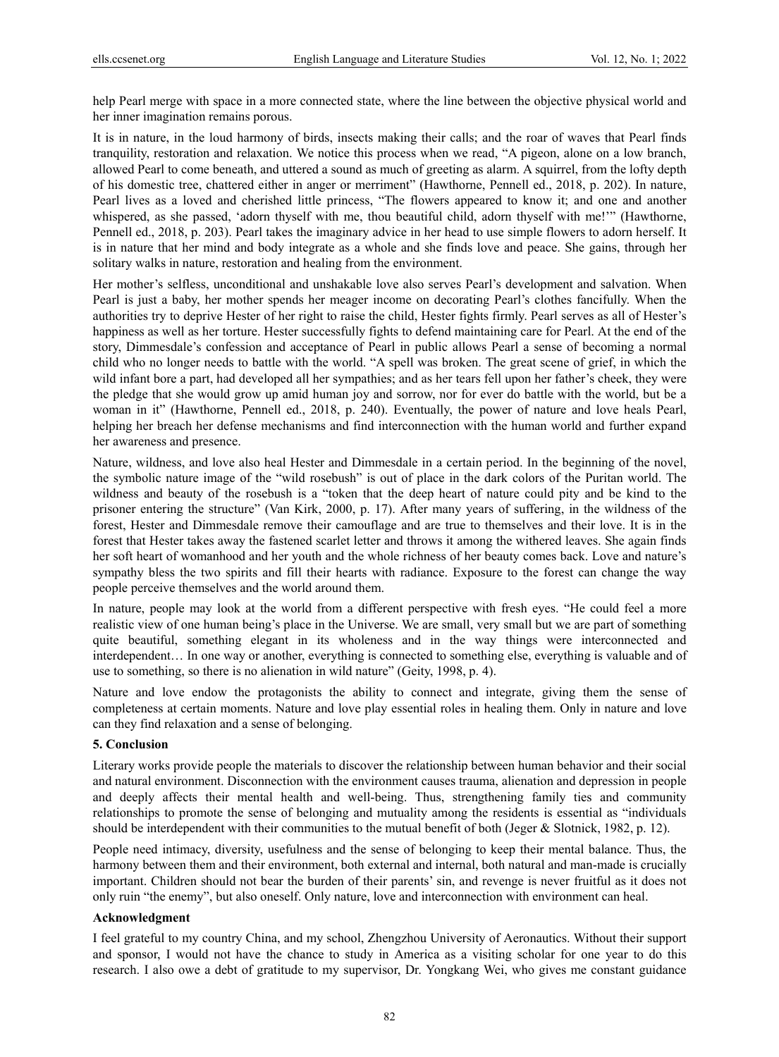help Pearl merge with space in a more connected state, where the line between the objective physical world and her inner imagination remains porous.

It is in nature, in the loud harmony of birds, insects making their calls; and the roar of waves that Pearl finds tranquility, restoration and relaxation. We notice this process when we read, "A pigeon, alone on a low branch, allowed Pearl to come beneath, and uttered a sound as much of greeting as alarm. A squirrel, from the lofty depth of his domestic tree, chattered either in anger or merriment" (Hawthorne, Pennell ed., 2018, p. 202). In nature, Pearl lives as a loved and cherished little princess, "The flowers appeared to know it; and one and another whispered, as she passed, 'adorn thyself with me, thou beautiful child, adorn thyself with me!'" (Hawthorne, Pennell ed., 2018, p. 203). Pearl takes the imaginary advice in her head to use simple flowers to adorn herself. It is in nature that her mind and body integrate as a whole and she finds love and peace. She gains, through her solitary walks in nature, restoration and healing from the environment.

Her mother's selfless, unconditional and unshakable love also serves Pearl's development and salvation. When Pearl is just a baby, her mother spends her meager income on decorating Pearl's clothes fancifully. When the authorities try to deprive Hester of her right to raise the child, Hester fights firmly. Pearl serves as all of Hester's happiness as well as her torture. Hester successfully fights to defend maintaining care for Pearl. At the end of the story, Dimmesdale's confession and acceptance of Pearl in public allows Pearl a sense of becoming a normal child who no longer needs to battle with the world. "A spell was broken. The great scene of grief, in which the wild infant bore a part, had developed all her sympathies; and as her tears fell upon her father's cheek, they were the pledge that she would grow up amid human joy and sorrow, nor for ever do battle with the world, but be a woman in it" (Hawthorne, Pennell ed., 2018, p. 240). Eventually, the power of nature and love heals Pearl, helping her breach her defense mechanisms and find interconnection with the human world and further expand her awareness and presence.

Nature, wildness, and love also heal Hester and Dimmesdale in a certain period. In the beginning of the novel, the symbolic nature image of the "wild rosebush" is out of place in the dark colors of the Puritan world. The wildness and beauty of the rosebush is a "token that the deep heart of nature could pity and be kind to the prisoner entering the structure" (Van Kirk, 2000, p. 17). After many years of suffering, in the wildness of the forest, Hester and Dimmesdale remove their camouflage and are true to themselves and their love. It is in the forest that Hester takes away the fastened scarlet letter and throws it among the withered leaves. She again finds her soft heart of womanhood and her youth and the whole richness of her beauty comes back. Love and nature's sympathy bless the two spirits and fill their hearts with radiance. Exposure to the forest can change the way people perceive themselves and the world around them.

In nature, people may look at the world from a different perspective with fresh eyes. "He could feel a more realistic view of one human being's place in the Universe. We are small, very small but we are part of something quite beautiful, something elegant in its wholeness and in the way things were interconnected and interdependent… In one way or another, everything is connected to something else, everything is valuable and of use to something, so there is no alienation in wild nature" (Geity, 1998, p. 4).

Nature and love endow the protagonists the ability to connect and integrate, giving them the sense of completeness at certain moments. Nature and love play essential roles in healing them. Only in nature and love can they find relaxation and a sense of belonging.

## 5. Conclusion

Literary works provide people the materials to discover the relationship between human behavior and their social and natural environment. Disconnection with the environment causes trauma, alienation and depression in people and deeply affects their mental health and well-being. Thus, strengthening family ties and community relationships to promote the sense of belonging and mutuality among the residents is essential as "individuals should be interdependent with their communities to the mutual benefit of both (Jeger & Slotnick, 1982, p. 12).

People need intimacy, diversity, usefulness and the sense of belonging to keep their mental balance. Thus, the harmony between them and their environment, both external and internal, both natural and man-made is crucially important. Children should not bear the burden of their parents' sin, and revenge is never fruitful as it does not only ruin "the enemy", but also oneself. Only nature, love and interconnection with environment can heal.

## Acknowledgment

I feel grateful to my country China, and my school, Zhengzhou University of Aeronautics. Without their support and sponsor, I would not have the chance to study in America as a visiting scholar for one year to do this research. I also owe a debt of gratitude to my supervisor, Dr. Yongkang Wei, who gives me constant guidance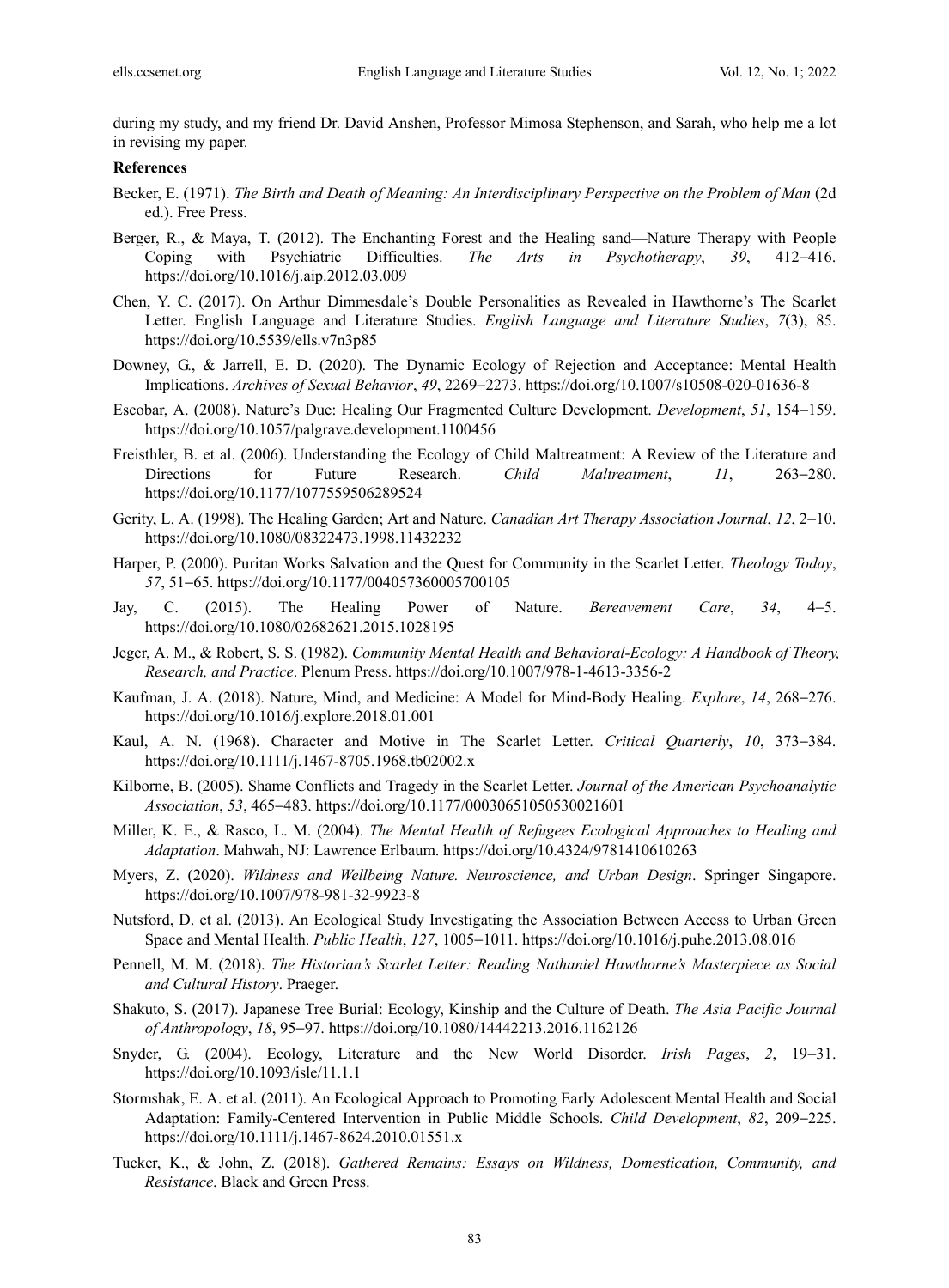during my study, and my friend Dr. David Anshen, Professor Mimosa Stephenson, and Sarah, who help me a lot in revising my paper.

**References**

Becker, E. (1971). *The Birth and Death of Meaning: An Interdisciplinary Perspective on the Problem of Man* (2d ed.). Free Press.

Berger, R., & Maya, T. (2012). The Enchanting Forest and the Healing sand—Nature Therapy with People Coping with Psychiatric Difficulties. *The Arts in Psychotherapy*, *39*, 412–416. https://doi.org/10.1016/j.aip.2012.03.009

Chen, Y. C. (2017). On Arthur Dimmesdale's Double Personalities as Revealed in Hawthorne's The Scarlet Letter. English Language and Literature Studies. *English Language and Literature Studies*, *7*(3), 85. https://doi.org/10.5539/ells.v7n3p85

Downey, G., & Jarrell, E. D. (2020). The Dynamic Ecology of Rejection and Acceptance: Mental Health Implications. *Archives of Sexual Behavior*, *49*, 2269–2273. https://doi.org/10.1007/s10508-020-01636-8

Escobar, A. (2008). Nature's Due: Healing Our Fragmented Culture Development. *Development*, *51*, 154–159. https://doi.org/10.1057/palgrave.development.1100456

Freisthler, B. et al. (2006). Understanding the Ecology of Child Maltreatment: A Review of the Literature and Directions for Future Research. *Child Maltreatment*, *11*, 263–280. https://doi.org/10.1177/1077559506289524

Gerity, L. A. (1998). The Healing Garden; Art and Nature. *Canadian Art Therapy Association Journal*, *12*, 2–10. https://doi.org/10.1080/08322473.1998.11432232

Harper, P. (2000). Puritan Works Salvation and the Quest for Community in the Scarlet Letter. *Theology Today*, *57*, 51–65. https://doi.org/10.1177/004057360005700105

Jay, C. (2015). The Healing Power of Nature. *Bereavement Care*, *34*, 4–5. https://doi.org/10.1080/02682621.2015.1028195

Jeger, A. M., & Robert, S. S. (1982). *Community Mental Health and Behavioral-Ecology: A Handbook of Theory, Research, and Practice*. Plenum Press. https://doi.org/10.1007/978-1-4613-3356-2

Kaufman, J. A. (2018). Nature, Mind, and Medicine: A Model for Mind-Body Healing. *Explore*, *14*, 268–276. https://doi.org/10.1016/j.explore.2018.01.001

Kaul, A. N. (1968). Character and Motive in The Scarlet Letter. *Critical Quarterly*, *10*, 373–384. https://doi.org/10.1111/j.1467-8705.1968.tb02002.x

Kilborne, B. (2005). Shame Conflicts and Tragedy in the Scarlet Letter. *Journal of the American Psychoanalytic Association*, *53*, 465–483. https://doi.org/10.1177/00030651050530021601

Miller, K. E., & Rasco, L. M. (2004). *The Mental Health of Refugees Ecological Approaches to Healing and Adaptation*. Mahwah, NJ: Lawrence Erlbaum. https://doi.org/10.4324/9781410610263

Myers, Z. (2020). *Wildness and Wellbeing Nature. Neuroscience, and Urban Design*. Springer Singapore. https://doi.org/10.1007/978-981-32-9923-8

Nutsford, D. et al. (2013). An Ecological Study Investigating the Association Between Access to Urban Green Space and Mental Health. *Public Health*, *127*, 1005–1011. https://doi.org/10.1016/j.puhe.2013.08.016

Pennell, M. M. (2018). *The Historian's Scarlet Letter: Reading Nathaniel Hawthorne's Masterpiece as Social and Cultural History*. Praeger.

Shakuto, S. (2017). Japanese Tree Burial: Ecology, Kinship and the Culture of Death. *The Asia Pacific Journal of Anthropology*, *18*, 95–97. https://doi.org/10.1080/14442213.2016.1162126

Snyder, G. (2004). Ecology, Literature and the New World Disorder. *Irish Pages*, *2*, 19–31. https://doi.org/10.1093/isle/11.1.1

Stormshak, E. A. et al. (2011). An Ecological Approach to Promoting Early Adolescent Mental Health and Social Adaptation: Family-Centered Intervention in Public Middle Schools. *Child Development*, *82*, 209–225. https://doi.org/10.1111/j.1467-8624.2010.01551.x

Tucker, K., & John, Z. (2018). *Gathered Remains: Essays on Wildness, Domestication, Community, and Resistance*. Black and Green Press.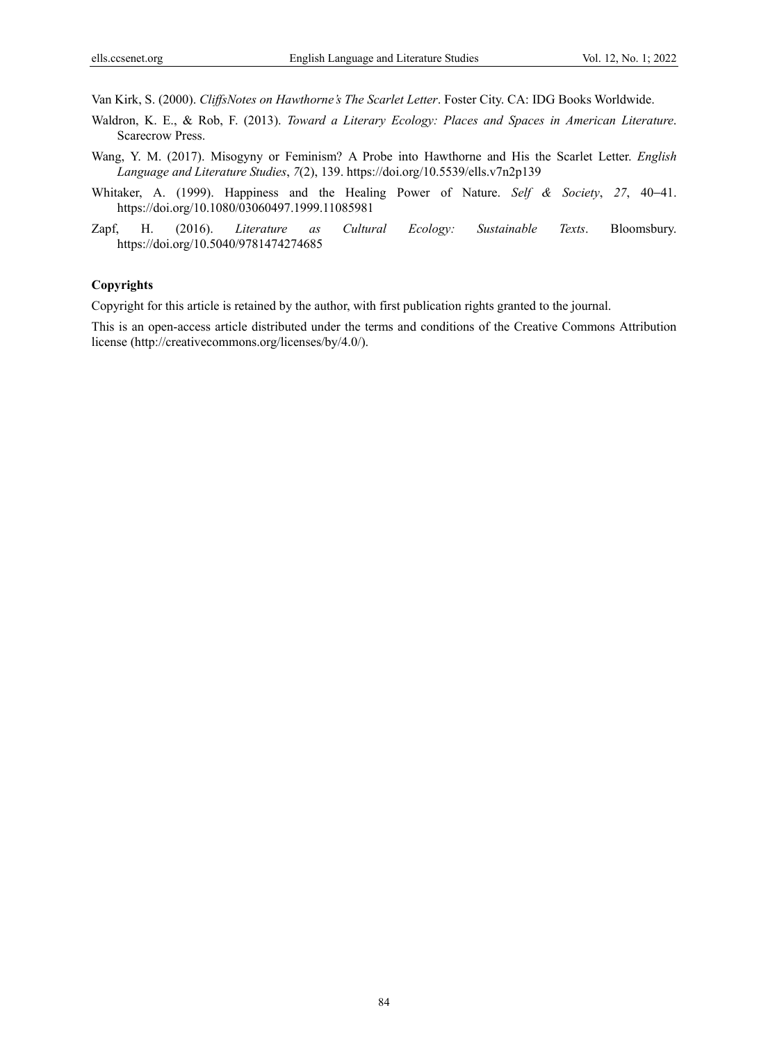Van Kirk, S. (2000). *CliffsNotes on Hawthorne's The Scarlet Letter*. Foster City. CA: IDG Books Worldwide.

Waldron, K. E., & Rob, F. (2013). *Toward a Literary Ecology: Places and Spaces in American Literature*. Scarecrow Press.

Wang, Y. M. (2017). Misogyny or Feminism? A Probe into Hawthorne and His the Scarlet Letter. *English Language and Literature Studies*, *7*(2), 139. https://doi.org/10.5539/ells.v7n2p139

Whitaker, A. (1999). Happiness and the Healing Power of Nature. *Self & Society*, *27*, 40–41. https://doi.org/10.1080/03060497.1999.11085981

Zapf, H. (2016). *Literature as Cultural Ecology: Sustainable Texts*. Bloomsbury. https://doi.org/10.5040/9781474274685

**Copyrights**

Copyright for this article is retained by the author, with first publication rights granted to the journal.

This is an open-access article distributed under the terms and conditions of the Creative Commons Attribution license (http://creativecommons.org/licenses/by/4.0/).